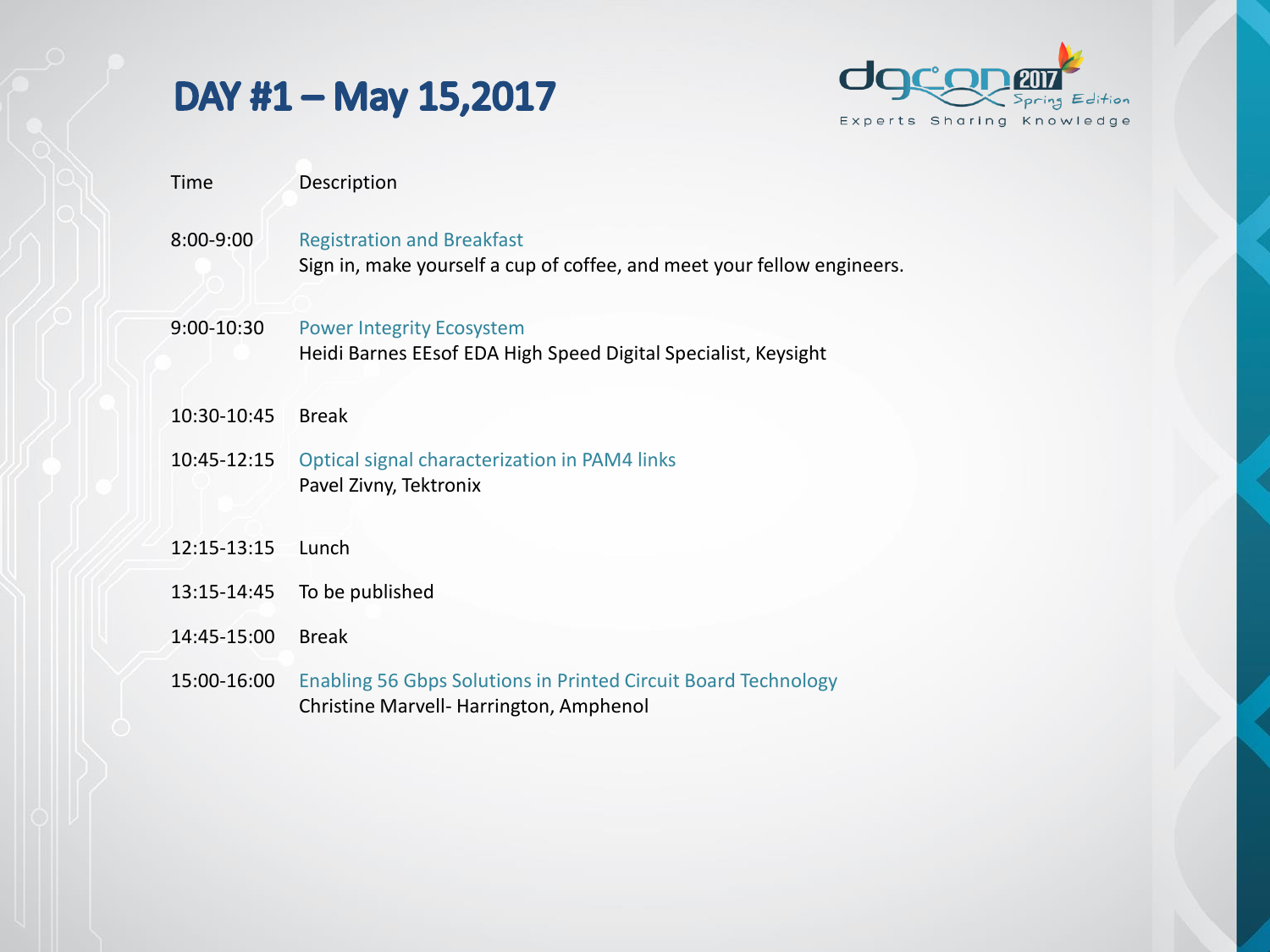# DAY #1 – May 15,2017

dgcon 2017 Spring Edition
Experts Sharing Knowledge

| Time | Description |
| --- | --- |
| 8:00-9:00 | Registration and Breakfast<br>Sign in, make yourself a cup of coffee, and meet your fellow engineers. |
| 9:00-10:30 | Power Integrity Ecosystem<br>Heidi Barnes EEsof EDA High Speed Digital Specialist, Keysight |
| 10:30-10:45 | Break |
| 10:45-12:15 | Optical signal characterization in PAM4 links<br>Pavel Zivny, Tektronix |
| 12:15-13:15 | Lunch |
| 13:15-14:45 | To be published |
| 14:45-15:00 | Break |
| 15:00-16:00 | Enabling 56 Gbps Solutions in Printed Circuit Board Technology<br>Christine Marvell- Harrington, Amphenol |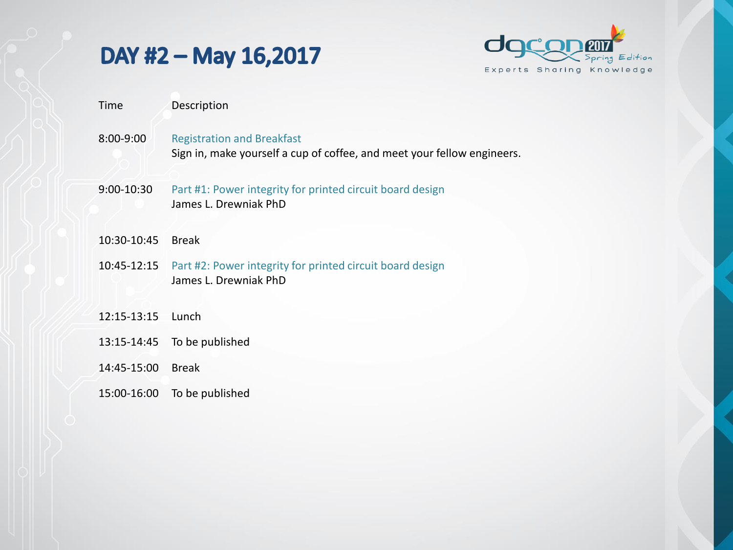# DAY #2 – May 16,2017

dgcon 2017 Spring Edition
Experts Sharing Knowledge

| Time | Description |
| --- | --- |
| 8:00-9:00 | Registration and Breakfast<br>Sign in, make yourself a cup of coffee, and meet your fellow engineers. |
| 9:00-10:30 | Part #1: Power integrity for printed circuit board design<br>James L. Drewniak PhD |
| 10:30-10:45 | Break |
| 10:45-12:15 | Part #2: Power integrity for printed circuit board design<br>James L. Drewniak PhD |
| 12:15-13:15 | Lunch |
| 13:15-14:45 | To be published |
| 14:45-15:00 | Break |
| 15:00-16:00 | To be published |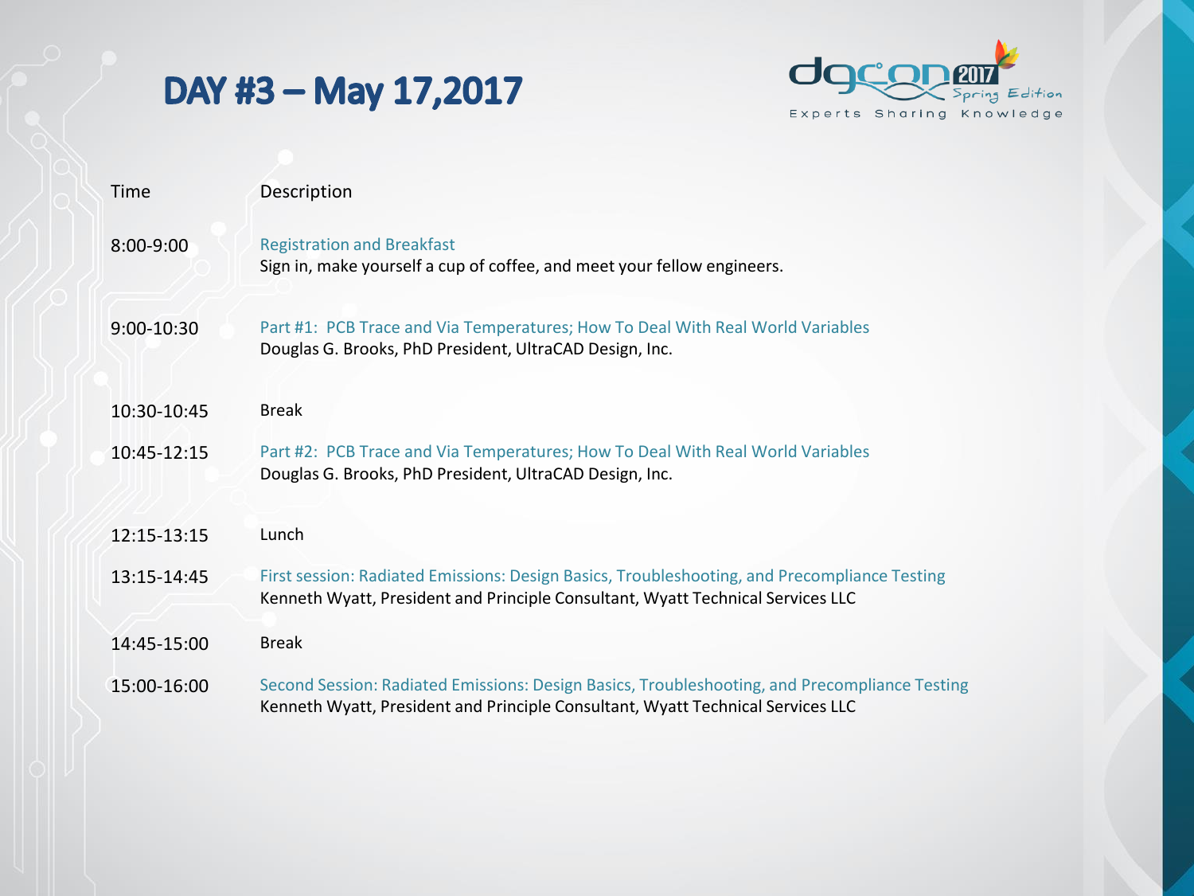# DAY #3 – May 17,2017

dgcon 2017 Spring Edition

Experts Sharing Knowledge

| Time | Description |
|---|---|
| 8:00-9:00 | Registration and Breakfast<br>Sign in, make yourself a cup of coffee, and meet your fellow engineers. |
| 9:00-10:30 | Part #1: PCB Trace and Via Temperatures; How To Deal With Real World Variables<br>Douglas G. Brooks, PhD President, UltraCAD Design, Inc. |
| 10:30-10:45 | Break |
| 10:45-12:15 | Part #2: PCB Trace and Via Temperatures; How To Deal With Real World Variables<br>Douglas G. Brooks, PhD President, UltraCAD Design, Inc. |
| 12:15-13:15 | Lunch |
| 13:15-14:45 | First session: Radiated Emissions: Design Basics, Troubleshooting, and Precompliance Testing<br>Kenneth Wyatt, President and Principle Consultant, Wyatt Technical Services LLC |
| 14:45-15:00 | Break |
| 15:00-16:00 | Second Session: Radiated Emissions: Design Basics, Troubleshooting, and Precompliance Testing<br>Kenneth Wyatt, President and Principle Consultant, Wyatt Technical Services LLC |